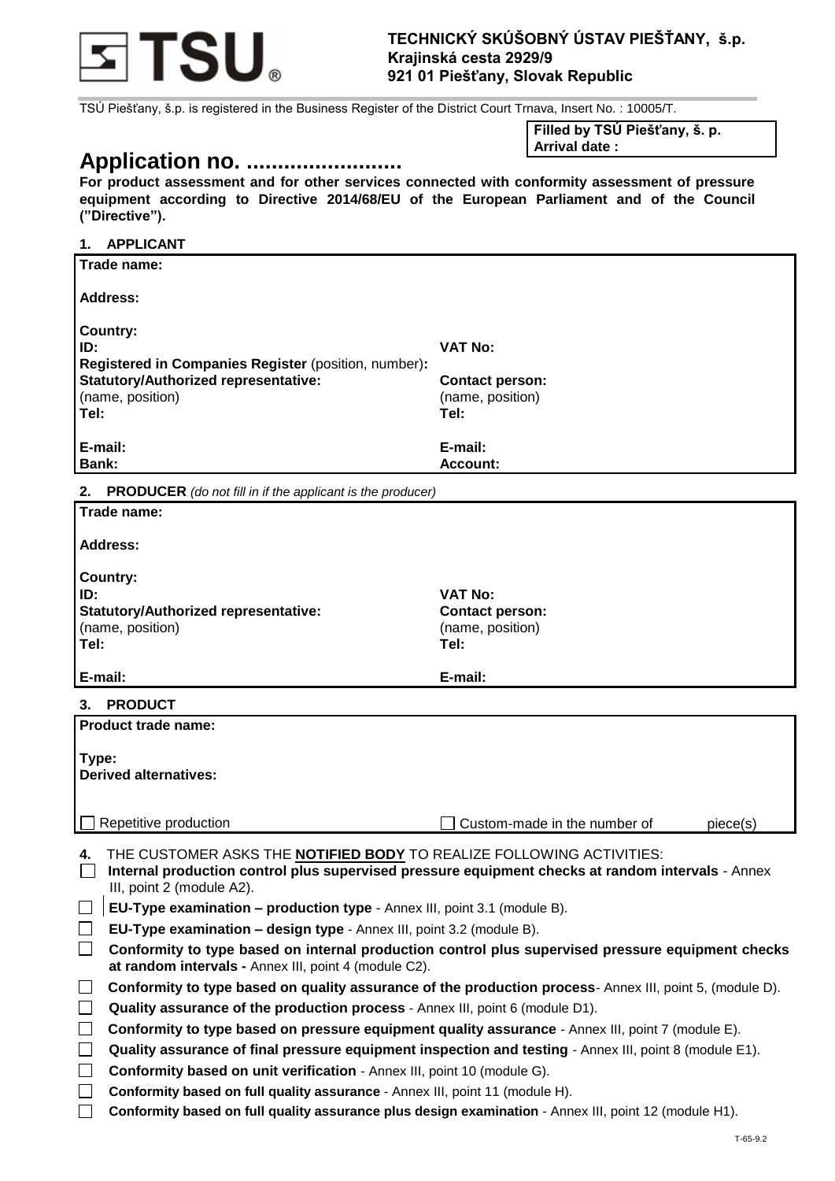**TSU**

**TECHNICKÝ SKÚŠOBNÝ ÚSTAV PIEŠŤANY, š.p.**
**Krajinská cesta 2929/9**
**921 01 Piešťany, Slovak Republic**

TSÚ Piešťany, š.p. is registered in the Business Register of the District Court Trnava, Insert No. : 10005/T.

| **Filled by TSÚ Piešťany, š. p.** |
|---|
| **Arrival date :** |

# Application no. .........................

**For product assessment and for other services connected with conformity assessment of pressure equipment according to Directive 2014/68/EU of the European Parliament and of the Council ("Directive").**

## 1. APPLICANT

| | |
|---|---|
| **Trade name:** | |
| **Address:** | |
| **Country:** | |
| **ID:** | **VAT No:** |
| **Registered in Companies Register** (position, number)**:** | |
| **Statutory/Authorized representative:** (name, position) | **Contact person:** (name, position) |
| **Tel:** | **Tel:** |
| **E-mail:** | **E-mail:** |
| **Bank:** | **Account:** |

## 2. PRODUCER *(do not fill in if the applicant is the producer)*

| | |
|---|---|
| **Trade name:** | |
| **Address:** | |
| **Country:** | |
| **ID:** | **VAT No:** |
| **Statutory/Authorized representative:** (name, position) | **Contact person:** (name, position) |
| **Tel:** | **Tel:** |
| **E-mail:** | **E-mail:** |

## 3. PRODUCT

| | |
|---|---|
| **Product trade name:** | |
| **Type:** | |
| **Derived alternatives:** | |
| ☐ Repetitive production | ☐ Custom-made in the number of piece(s) |

## 4. THE CUSTOMER ASKS THE **NOTIFIED BODY** TO REALIZE FOLLOWING ACTIVITIES:

- ☐ **Internal production control plus supervised pressure equipment checks at random intervals** - Annex III, point 2 (module A2).
- ☐ **EU-Type examination – production type** - Annex III, point 3.1 (module B).
- ☐ **EU-Type examination – design type** - Annex III, point 3.2 (module B).
- ☐ **Conformity to type based on internal production control plus supervised pressure equipment checks at random intervals -** Annex III, point 4 (module C2).
- ☐ **Conformity to type based on quality assurance of the production process**- Annex III, point 5, (module D).
- ☐ **Quality assurance of the production process** - Annex III, point 6 (module D1).
- ☐ **Conformity to type based on pressure equipment quality assurance** - Annex III, point 7 (module E).
- ☐ **Quality assurance of final pressure equipment inspection and testing** - Annex III, point 8 (module E1).
- ☐ **Conformity based on unit verification** - Annex III, point 10 (module G).
- ☐ **Conformity based on full quality assurance** - Annex III, point 11 (module H).
- ☐ **Conformity based on full quality assurance plus design examination** - Annex III, point 12 (module H1).

T-65-9.2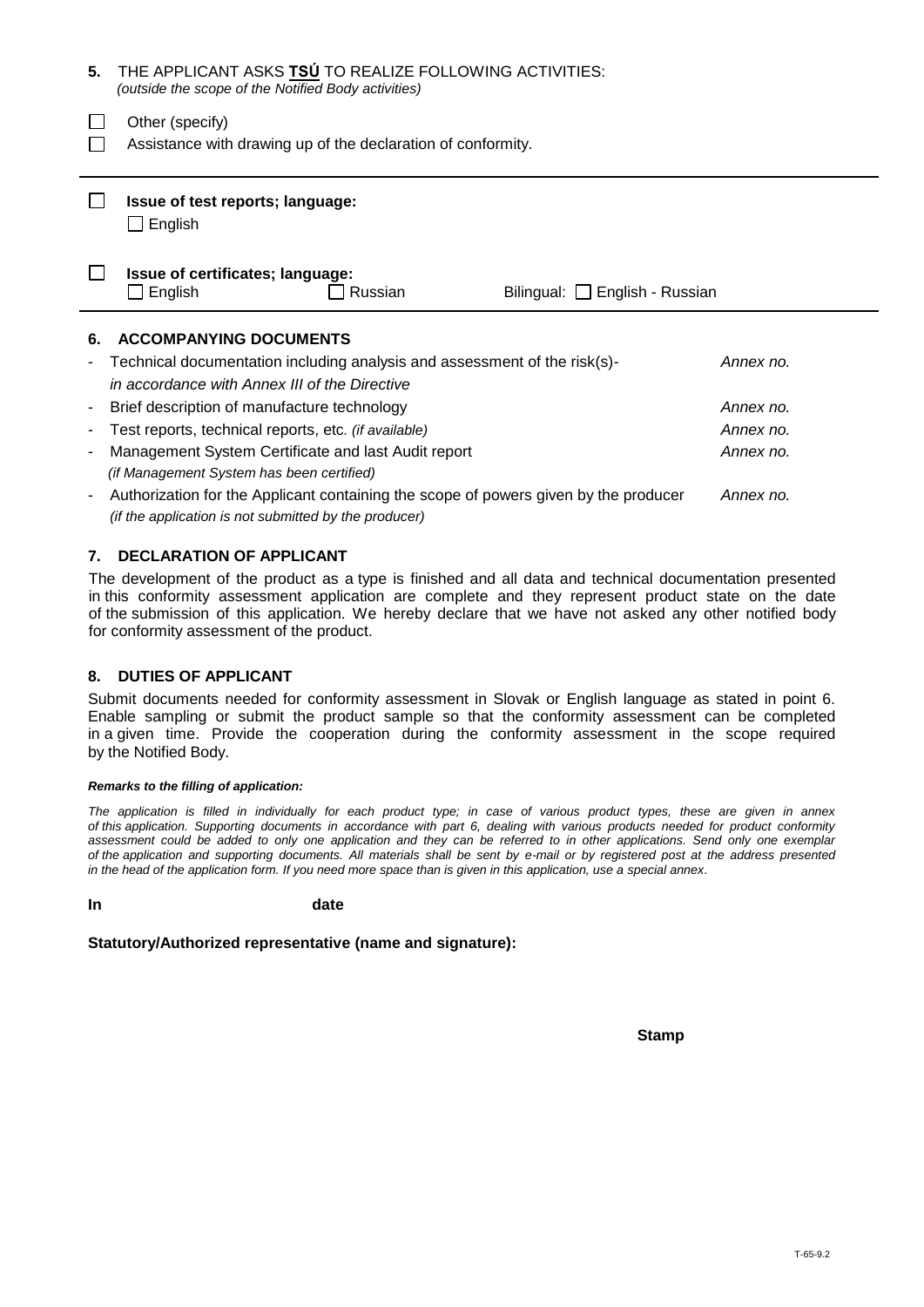**5.** THE APPLICANT ASKS **TSÚ** TO REALIZE FOLLOWING ACTIVITIES:
*(outside the scope of the Notified Body activities)*

☐ Other (specify)

☐ Assistance with drawing up of the declaration of conformity.

---

☐ **Issue of test reports; language:**

☐ English

☐ **Issue of certificates; language:**

☐ English ☐ Russian Bilingual: ☐ English - Russian

---

## 6. ACCOMPANYING DOCUMENTS

| | |
|---|---|
| - Technical documentation including analysis and assessment of the risk(s)- *in accordance with Annex III of the Directive* | *Annex no.* |
| - Brief description of manufacture technology | *Annex no.* |
| - Test reports, technical reports, etc. *(if available)* | *Annex no.* |
| - Management System Certificate and last Audit report *(if Management System has been certified)* | *Annex no.* |
| - Authorization for the Applicant containing the scope of powers given by the producer *(if the application is not submitted by the producer)* | *Annex no.* |

## 7. DECLARATION OF APPLICANT

The development of the product as a type is finished and all data and technical documentation presented in this conformity assessment application are complete and they represent product state on the date of the submission of this application. We hereby declare that we have not asked any other notified body for conformity assessment of the product.

## 8. DUTIES OF APPLICANT

Submit documents needed for conformity assessment in Slovak or English language as stated in point 6. Enable sampling or submit the product sample so that the conformity assessment can be completed in a given time. Provide the cooperation during the conformity assessment in the scope required by the Notified Body.

***Remarks to the filling of application:***

*The application is filled in individually for each product type; in case of various product types, these are given in annex of this application. Supporting documents in accordance with part 6, dealing with various products needed for product conformity assessment could be added to only one application and they can be referred to in other applications. Send only one exemplar of the application and supporting documents. All materials shall be sent by e-mail or by registered post at the address presented in the head of the application form. If you need more space than is given in this application, use a special annex.*

**In** **date**

**Statutory/Authorized representative (name and signature):**

**Stamp**

T-65-9.2